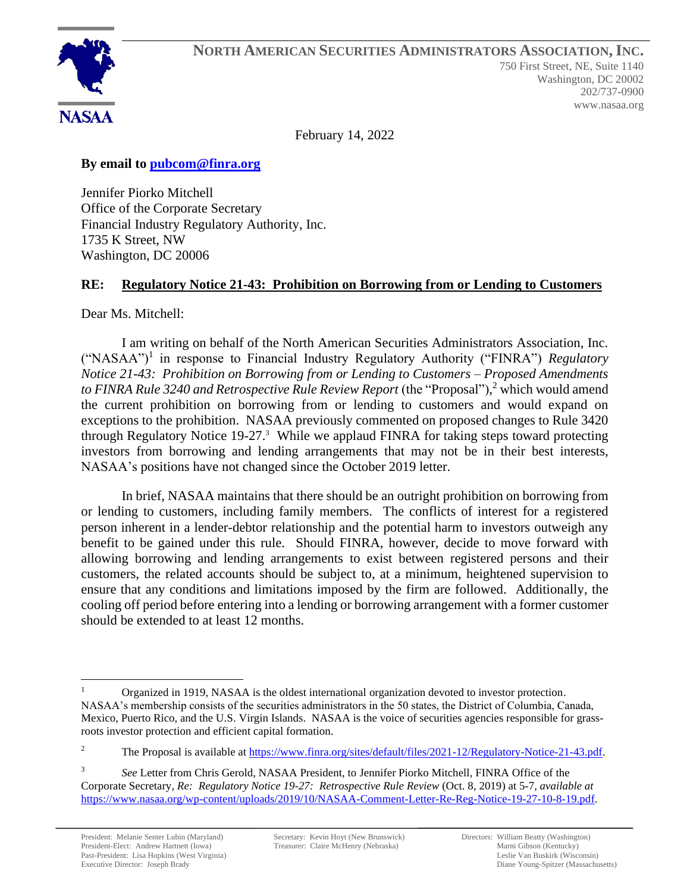**NASAA**

**NORTH AMERICAN SECURITIES ADMINISTRATORS ASSOCIATION, INC.**

750 First Street, NE, Suite 1140
Washington, DC 20002
202/737-0900
www.nasaa.org

February 14, 2022

**By email to [pubcom@finra.org](mailto:pubcom@finra.org)**

Jennifer Piorko Mitchell
Office of the Corporate Secretary
Financial Industry Regulatory Authority, Inc.
1735 K Street, NW
Washington, DC 20006

**RE: Regulatory Notice 21-43: Prohibition on Borrowing from or Lending to Customers**

Dear Ms. Mitchell:

I am writing on behalf of the North American Securities Administrators Association, Inc. ("NASAA")[1] in response to Financial Industry Regulatory Authority ("FINRA") *Regulatory Notice 21-43: Prohibition on Borrowing from or Lending to Customers – Proposed Amendments to FINRA Rule 3240 and Retrospective Rule Review Report* (the "Proposal"),[2] which would amend the current prohibition on borrowing from or lending to customers and would expand on exceptions to the prohibition. NASAA previously commented on proposed changes to Rule 3420 through Regulatory Notice 19-27.[3] While we applaud FINRA for taking steps toward protecting investors from borrowing and lending arrangements that may not be in their best interests, NASAA's positions have not changed since the October 2019 letter.

In brief, NASAA maintains that there should be an outright prohibition on borrowing from or lending to customers, including family members. The conflicts of interest for a registered person inherent in a lender-debtor relationship and the potential harm to investors outweigh any benefit to be gained under this rule. Should FINRA, however, decide to move forward with allowing borrowing and lending arrangements to exist between registered persons and their customers, the related accounts should be subject to, at a minimum, heightened supervision to ensure that any conditions and limitations imposed by the firm are followed. Additionally, the cooling off period before entering into a lending or borrowing arrangement with a former customer should be extended to at least 12 months.

---

[1] Organized in 1919, NASAA is the oldest international organization devoted to investor protection. NASAA's membership consists of the securities administrators in the 50 states, the District of Columbia, Canada, Mexico, Puerto Rico, and the U.S. Virgin Islands. NASAA is the voice of securities agencies responsible for grass-roots investor protection and efficient capital formation.

[2] The Proposal is available at [https://www.finra.org/sites/default/files/2021-12/Regulatory-Notice-21-43.pdf](https://www.finra.org/sites/default/files/2021-12/Regulatory-Notice-21-43.pdf).

[3] *See* Letter from Chris Gerold, NASAA President, to Jennifer Piorko Mitchell, FINRA Office of the Corporate Secretary, *Re: Regulatory Notice 19-27: Retrospective Rule Review* (Oct. 8, 2019) at 5-7, *available at* [https://www.nasaa.org/wp-content/uploads/2019/10/NASAA-Comment-Letter-Re-Reg-Notice-19-27-10-8-19.pdf](https://www.nasaa.org/wp-content/uploads/2019/10/NASAA-Comment-Letter-Re-Reg-Notice-19-27-10-8-19.pdf).

President: Melanie Senter Lubin (Maryland)
President-Elect: Andrew Hartnett (Iowa)
Past-President: Lisa Hopkins (West Virginia)
Executive Director: Joseph Brady

Secretary: Kevin Hoyt (New Brunswick)
Treasurer: Claire McHenry (Nebraska)

Directors: William Beatty (Washington)
Marni Gibson (Kentucky)
Leslie Van Buskirk (Wisconsin)
Diane Young-Spitzer (Massachusetts)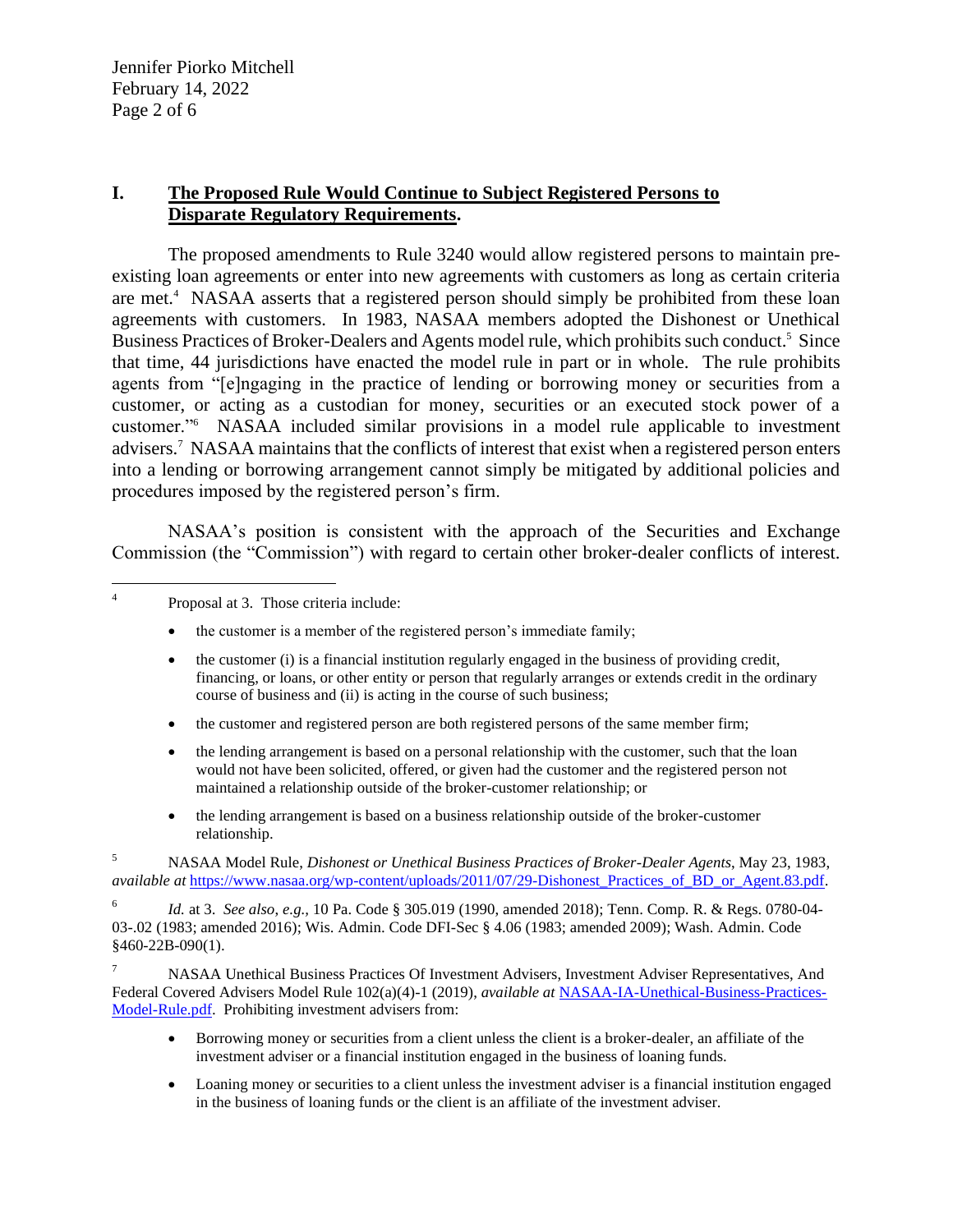## I. The Proposed Rule Would Continue to Subject Registered Persons to Disparate Regulatory Requirements.

The proposed amendments to Rule 3240 would allow registered persons to maintain pre-existing loan agreements or enter into new agreements with customers as long as certain criteria are met.[4] NASAA asserts that a registered person should simply be prohibited from these loan agreements with customers. In 1983, NASAA members adopted the Dishonest or Unethical Business Practices of Broker-Dealers and Agents model rule, which prohibits such conduct.[5] Since that time, 44 jurisdictions have enacted the model rule in part or in whole. The rule prohibits agents from "[e]ngaging in the practice of lending or borrowing money or securities from a customer, or acting as a custodian for money, securities or an executed stock power of a customer."[6] NASAA included similar provisions in a model rule applicable to investment advisers.[7] NASAA maintains that the conflicts of interest that exist when a registered person enters into a lending or borrowing arrangement cannot simply be mitigated by additional policies and procedures imposed by the registered person's firm.

NASAA's position is consistent with the approach of the Securities and Exchange Commission (the "Commission") with regard to certain other broker-dealer conflicts of interest.

---

[4] Proposal at 3. Those criteria include:

- the customer is a member of the registered person's immediate family;
- the customer (i) is a financial institution regularly engaged in the business of providing credit, financing, or loans, or other entity or person that regularly arranges or extends credit in the ordinary course of business and (ii) is acting in the course of such business;
- the customer and registered person are both registered persons of the same member firm;
- the lending arrangement is based on a personal relationship with the customer, such that the loan would not have been solicited, offered, or given had the customer and the registered person not maintained a relationship outside of the broker-customer relationship; or
- the lending arrangement is based on a business relationship outside of the broker-customer relationship.

[5] NASAA Model Rule, *Dishonest or Unethical Business Practices of Broker-Dealer Agents*, May 23, 1983, *available at* https://www.nasaa.org/wp-content/uploads/2011/07/29-Dishonest_Practices_of_BD_or_Agent.83.pdf.

[6] *Id.* at 3. *See also, e.g.,* 10 Pa. Code § 305.019 (1990, amended 2018); Tenn. Comp. R. & Regs. 0780-04-03-.02 (1983; amended 2016); Wis. Admin. Code DFI-Sec § 4.06 (1983; amended 2009); Wash. Admin. Code §460-22B-090(1).

[7] NASAA Unethical Business Practices Of Investment Advisers, Investment Adviser Representatives, And Federal Covered Advisers Model Rule 102(a)(4)-1 (2019), *available at* NASAA-IA-Unethical-Business-Practices-Model-Rule.pdf. Prohibiting investment advisers from:

- Borrowing money or securities from a client unless the client is a broker-dealer, an affiliate of the investment adviser or a financial institution engaged in the business of loaning funds.
- Loaning money or securities to a client unless the investment adviser is a financial institution engaged in the business of loaning funds or the client is an affiliate of the investment adviser.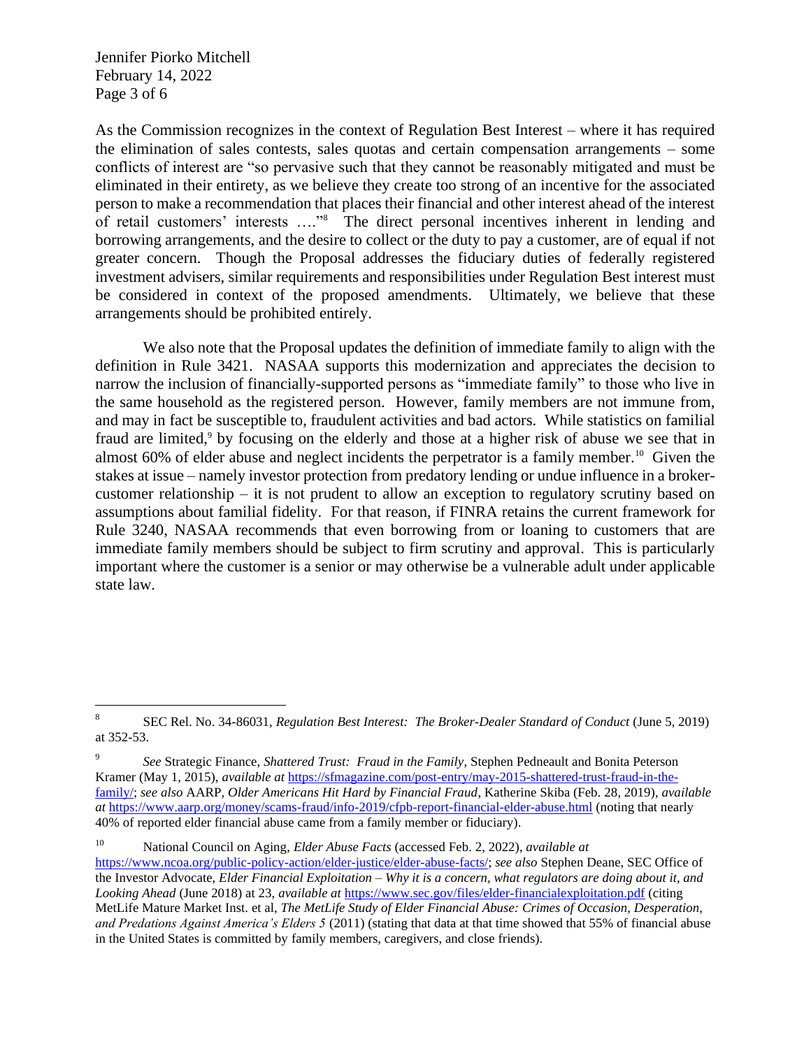As the Commission recognizes in the context of Regulation Best Interest – where it has required the elimination of sales contests, sales quotas and certain compensation arrangements – some conflicts of interest are "so pervasive such that they cannot be reasonably mitigated and must be eliminated in their entirety, as we believe they create too strong of an incentive for the associated person to make a recommendation that places their financial and other interest ahead of the interest of retail customers' interests …."[8] The direct personal incentives inherent in lending and borrowing arrangements, and the desire to collect or the duty to pay a customer, are of equal if not greater concern. Though the Proposal addresses the fiduciary duties of federally registered investment advisers, similar requirements and responsibilities under Regulation Best interest must be considered in context of the proposed amendments. Ultimately, we believe that these arrangements should be prohibited entirely.

We also note that the Proposal updates the definition of immediate family to align with the definition in Rule 3421. NASAA supports this modernization and appreciates the decision to narrow the inclusion of financially-supported persons as "immediate family" to those who live in the same household as the registered person. However, family members are not immune from, and may in fact be susceptible to, fraudulent activities and bad actors. While statistics on familial fraud are limited,[9] by focusing on the elderly and those at a higher risk of abuse we see that in almost 60% of elder abuse and neglect incidents the perpetrator is a family member.[10] Given the stakes at issue – namely investor protection from predatory lending or undue influence in a broker-customer relationship – it is not prudent to allow an exception to regulatory scrutiny based on assumptions about familial fidelity. For that reason, if FINRA retains the current framework for Rule 3240, NASAA recommends that even borrowing from or loaning to customers that are immediate family members should be subject to firm scrutiny and approval. This is particularly important where the customer is a senior or may otherwise be a vulnerable adult under applicable state law.

---

[8] SEC Rel. No. 34-86031, *Regulation Best Interest: The Broker-Dealer Standard of Conduct* (June 5, 2019) at 352-53.

[9] *See* Strategic Finance, *Shattered Trust: Fraud in the Family*, Stephen Pedneault and Bonita Peterson Kramer (May 1, 2015), *available at* https://sfmagazine.com/post-entry/may-2015-shattered-trust-fraud-in-the-family/; *see also* AARP, *Older Americans Hit Hard by Financial Fraud*, Katherine Skiba (Feb. 28, 2019), *available at* https://www.aarp.org/money/scams-fraud/info-2019/cfpb-report-financial-elder-abuse.html (noting that nearly 40% of reported elder financial abuse came from a family member or fiduciary).

[10] National Council on Aging, *Elder Abuse Facts* (accessed Feb. 2, 2022), *available at* https://www.ncoa.org/public-policy-action/elder-justice/elder-abuse-facts/; *see also* Stephen Deane, SEC Office of the Investor Advocate, *Elder Financial Exploitation – Why it is a concern, what regulators are doing about it, and Looking Ahead* (June 2018) at 23, *available at* https://www.sec.gov/files/elder-financialexploitation.pdf (citing MetLife Mature Market Inst. et al, *The MetLife Study of Elder Financial Abuse: Crimes of Occasion, Desperation, and Predations Against America's Elders 5* (2011) (stating that data at that time showed that 55% of financial abuse in the United States is committed by family members, caregivers, and close friends).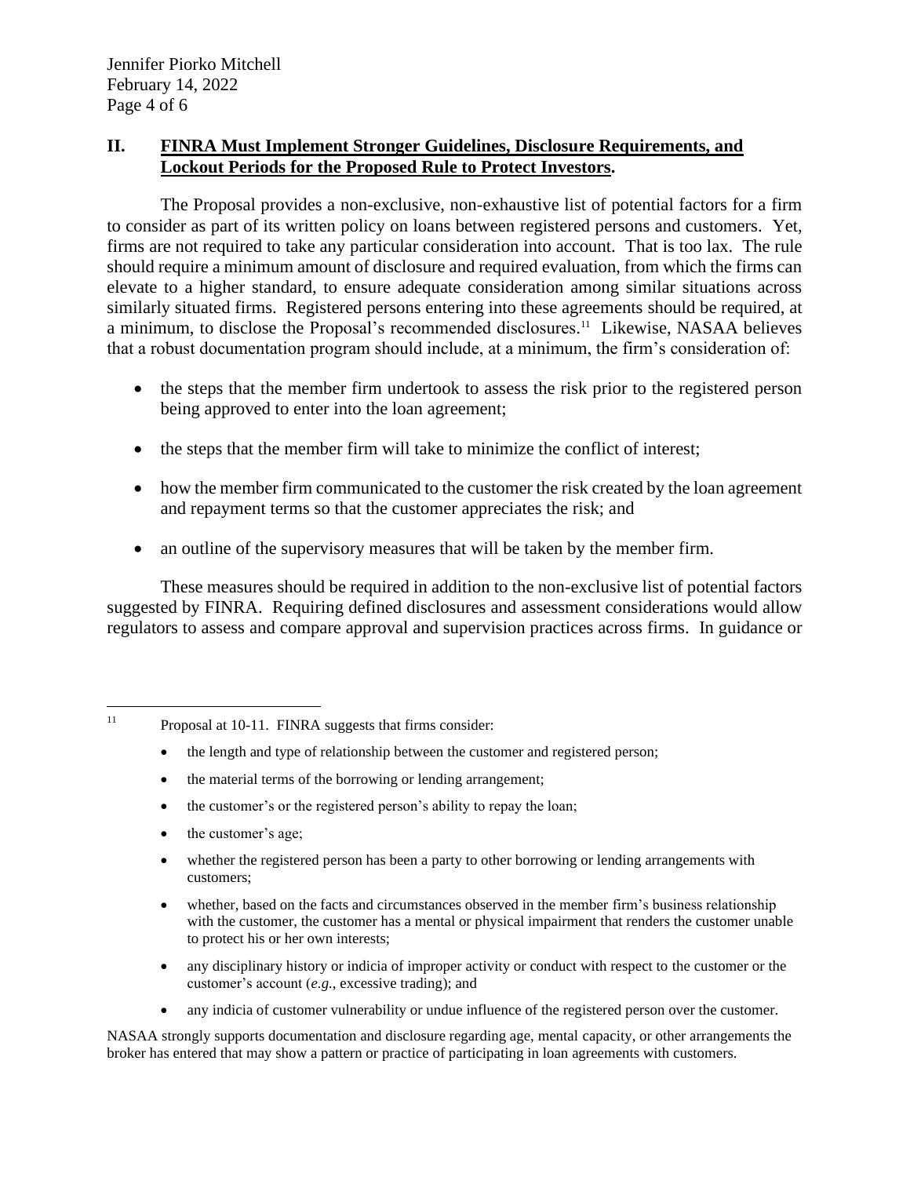## II. **FINRA Must Implement Stronger Guidelines, Disclosure Requirements, and Lockout Periods for the Proposed Rule to Protect Investors.**

The Proposal provides a non-exclusive, non-exhaustive list of potential factors for a firm to consider as part of its written policy on loans between registered persons and customers. Yet, firms are not required to take any particular consideration into account. That is too lax. The rule should require a minimum amount of disclosure and required evaluation, from which the firms can elevate to a higher standard, to ensure adequate consideration among similar situations across similarly situated firms. Registered persons entering into these agreements should be required, at a minimum, to disclose the Proposal's recommended disclosures.[11] Likewise, NASAA believes that a robust documentation program should include, at a minimum, the firm's consideration of:

- the steps that the member firm undertook to assess the risk prior to the registered person being approved to enter into the loan agreement;
- the steps that the member firm will take to minimize the conflict of interest;
- how the member firm communicated to the customer the risk created by the loan agreement and repayment terms so that the customer appreciates the risk; and
- an outline of the supervisory measures that will be taken by the member firm.

These measures should be required in addition to the non-exclusive list of potential factors suggested by FINRA. Requiring defined disclosures and assessment considerations would allow regulators to assess and compare approval and supervision practices across firms. In guidance or

---

[11] Proposal at 10-11. FINRA suggests that firms consider:

- the length and type of relationship between the customer and registered person;
- the material terms of the borrowing or lending arrangement;
- the customer's or the registered person's ability to repay the loan;
- the customer's age;
- whether the registered person has been a party to other borrowing or lending arrangements with customers;
- whether, based on the facts and circumstances observed in the member firm's business relationship with the customer, the customer has a mental or physical impairment that renders the customer unable to protect his or her own interests;
- any disciplinary history or indicia of improper activity or conduct with respect to the customer or the customer's account (*e.g.*, excessive trading); and
- any indicia of customer vulnerability or undue influence of the registered person over the customer.

NASAA strongly supports documentation and disclosure regarding age, mental capacity, or other arrangements the broker has entered that may show a pattern or practice of participating in loan agreements with customers.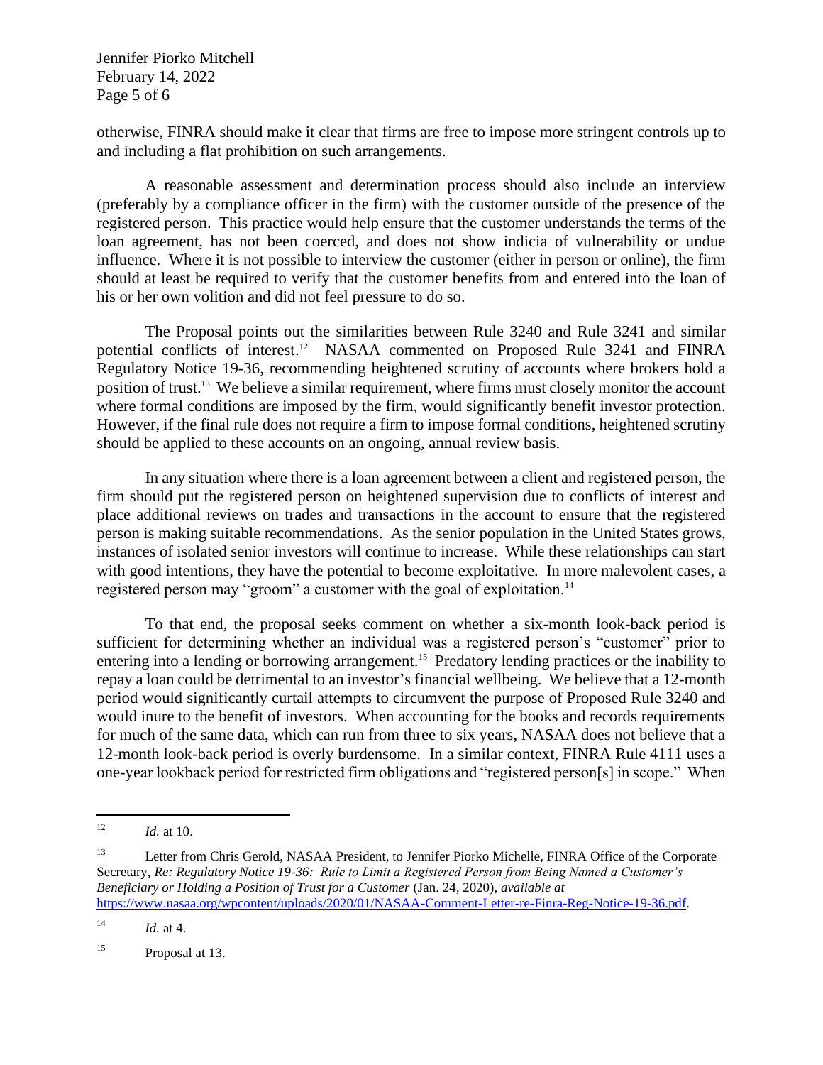otherwise, FINRA should make it clear that firms are free to impose more stringent controls up to and including a flat prohibition on such arrangements.

A reasonable assessment and determination process should also include an interview (preferably by a compliance officer in the firm) with the customer outside of the presence of the registered person. This practice would help ensure that the customer understands the terms of the loan agreement, has not been coerced, and does not show indicia of vulnerability or undue influence. Where it is not possible to interview the customer (either in person or online), the firm should at least be required to verify that the customer benefits from and entered into the loan of his or her own volition and did not feel pressure to do so.

The Proposal points out the similarities between Rule 3240 and Rule 3241 and similar potential conflicts of interest.[12] NASAA commented on Proposed Rule 3241 and FINRA Regulatory Notice 19-36, recommending heightened scrutiny of accounts where brokers hold a position of trust.[13] We believe a similar requirement, where firms must closely monitor the account where formal conditions are imposed by the firm, would significantly benefit investor protection. However, if the final rule does not require a firm to impose formal conditions, heightened scrutiny should be applied to these accounts on an ongoing, annual review basis.

In any situation where there is a loan agreement between a client and registered person, the firm should put the registered person on heightened supervision due to conflicts of interest and place additional reviews on trades and transactions in the account to ensure that the registered person is making suitable recommendations. As the senior population in the United States grows, instances of isolated senior investors will continue to increase. While these relationships can start with good intentions, they have the potential to become exploitative. In more malevolent cases, a registered person may "groom" a customer with the goal of exploitation.[14]

To that end, the proposal seeks comment on whether a six-month look-back period is sufficient for determining whether an individual was a registered person's "customer" prior to entering into a lending or borrowing arrangement.[15] Predatory lending practices or the inability to repay a loan could be detrimental to an investor's financial wellbeing. We believe that a 12-month period would significantly curtail attempts to circumvent the purpose of Proposed Rule 3240 and would inure to the benefit of investors. When accounting for the books and records requirements for much of the same data, which can run from three to six years, NASAA does not believe that a 12-month look-back period is overly burdensome. In a similar context, FINRA Rule 4111 uses a one-year lookback period for restricted firm obligations and "registered person[s] in scope." When

---

[12] *Id.* at 10.

[13] Letter from Chris Gerold, NASAA President, to Jennifer Piorko Michelle, FINRA Office of the Corporate Secretary, *Re: Regulatory Notice 19-36: Rule to Limit a Registered Person from Being Named a Customer's Beneficiary or Holding a Position of Trust for a Customer* (Jan. 24, 2020), *available at* https://www.nasaa.org/wpcontent/uploads/2020/01/NASAA-Comment-Letter-re-Finra-Reg-Notice-19-36.pdf.

[14] *Id.* at 4.

[15] Proposal at 13.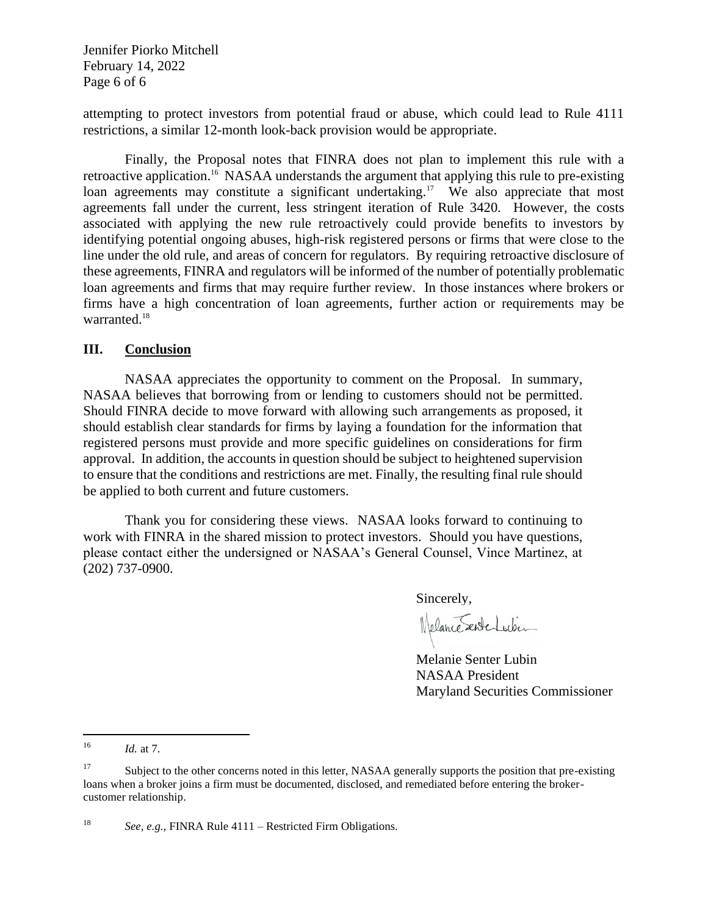attempting to protect investors from potential fraud or abuse, which could lead to Rule 4111 restrictions, a similar 12-month look-back provision would be appropriate.

Finally, the Proposal notes that FINRA does not plan to implement this rule with a retroactive application.[16] NASAA understands the argument that applying this rule to pre-existing loan agreements may constitute a significant undertaking.[17] We also appreciate that most agreements fall under the current, less stringent iteration of Rule 3420. However, the costs associated with applying the new rule retroactively could provide benefits to investors by identifying potential ongoing abuses, high-risk registered persons or firms that were close to the line under the old rule, and areas of concern for regulators. By requiring retroactive disclosure of these agreements, FINRA and regulators will be informed of the number of potentially problematic loan agreements and firms that may require further review. In those instances where brokers or firms have a high concentration of loan agreements, further action or requirements may be warranted.[18]

## III. <u>Conclusion</u>

NASAA appreciates the opportunity to comment on the Proposal. In summary, NASAA believes that borrowing from or lending to customers should not be permitted. Should FINRA decide to move forward with allowing such arrangements as proposed, it should establish clear standards for firms by laying a foundation for the information that registered persons must provide and more specific guidelines on considerations for firm approval. In addition, the accounts in question should be subject to heightened supervision to ensure that the conditions and restrictions are met. Finally, the resulting final rule should be applied to both current and future customers.

Thank you for considering these views. NASAA looks forward to continuing to work with FINRA in the shared mission to protect investors. Should you have questions, please contact either the undersigned or NASAA's General Counsel, Vince Martinez, at (202) 737-0900.

Sincerely,

Melanie Senter Lubin
NASAA President
Maryland Securities Commissioner

---

[16] *Id.* at 7.

[17] Subject to the other concerns noted in this letter, NASAA generally supports the position that pre-existing loans when a broker joins a firm must be documented, disclosed, and remediated before entering the broker-customer relationship.

[18] *See, e.g.,* FINRA Rule 4111 – Restricted Firm Obligations.